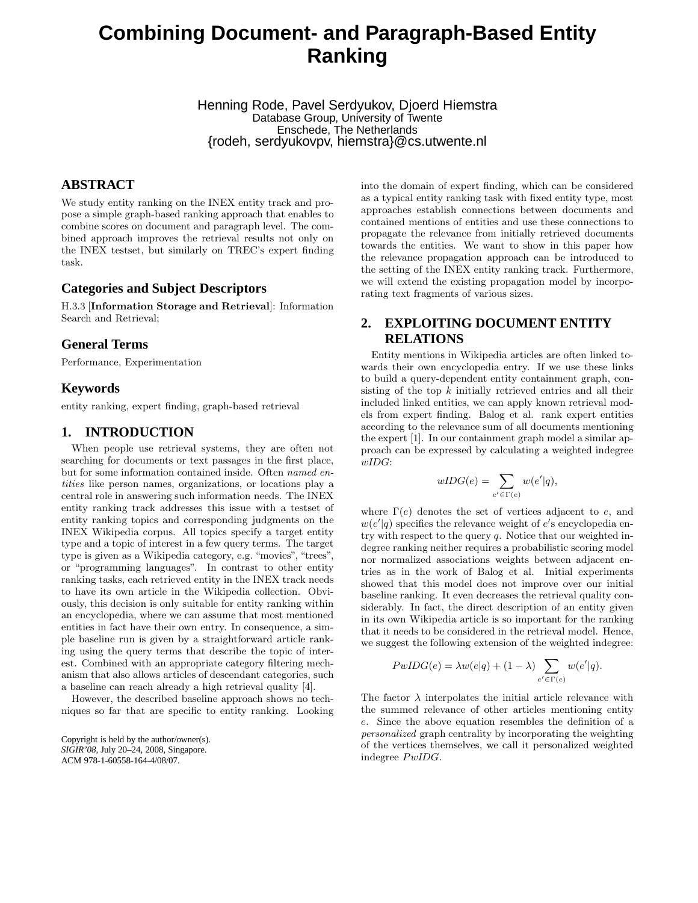# Combining Document- and Paragraph-Based Entity Ranking

Henning Rode, Pavel Serdyukov, Djoerd Hiemstra
Database Group, University of Twente
Enschede, The Netherlands
{rodeh, serdyukovpv, hiemstra}@cs.utwente.nl

## ABSTRACT

We study entity ranking on the INEX entity track and propose a simple graph-based ranking approach that enables to combine scores on document and paragraph level. The combined approach improves the retrieval results not only on the INEX testset, but similarly on TREC's expert finding task.

### Categories and Subject Descriptors

H.3.3 [**Information Storage and Retrieval**]: Information Search and Retrieval;

### General Terms

Performance, Experimentation

### Keywords

entity ranking, expert finding, graph-based retrieval

## 1. INTRODUCTION

When people use retrieval systems, they are often not searching for documents or text passages in the first place, but for some information contained inside. Often *named entities* like person names, organizations, or locations play a central role in answering such information needs. The INEX entity ranking track addresses this issue with a testset of entity ranking topics and corresponding judgments on the INEX Wikipedia corpus. All topics specify a target entity type and a topic of interest in a few query terms. The target type is given as a Wikipedia category, e.g. "movies", "trees", or "programming languages". In contrast to other entity ranking tasks, each retrieved entity in the INEX track needs to have its own article in the Wikipedia collection. Obviously, this decision is only suitable for entity ranking within an encyclopedia, where we can assume that most mentioned entities in fact have their own entry. In consequence, a simple baseline run is given by a straightforward article ranking using the query terms that describe the topic of interest. Combined with an appropriate category filtering mechanism that also allows articles of descendant categories, such a baseline can reach already a high retrieval quality [4].

However, the described baseline approach shows no techniques so far that are specific to entity ranking. Looking into the domain of expert finding, which can be considered as a typical entity ranking task with fixed entity type, most approaches establish connections between documents and contained mentions of entities and use these connections to propagate the relevance from initially retrieved documents towards the entities. We want to show in this paper how the relevance propagation approach can be introduced to the setting of the INEX entity ranking track. Furthermore, we will extend the existing propagation model by incorporating text fragments of various sizes.

## 2. EXPLOITING DOCUMENT ENTITY RELATIONS

Entity mentions in Wikipedia articles are often linked towards their own encyclopedia entry. If we use these links to build a query-dependent entity containment graph, consisting of the top $k$ initially retrieved entries and all their included linked entities, we can apply known retrieval models from expert finding. Balog et al. rank expert entities according to the relevance sum of all documents mentioning the expert [1]. In our containment graph model a similar approach can be expressed by calculating a weighted indegree $wIDG$:

$$wIDG(e) = \sum_{e' \in \Gamma(e)} w(e'|q),$$

where $\Gamma(e)$ denotes the set of vertices adjacent to $e$, and $w(e'|q)$ specifies the relevance weight of $e'$s encyclopedia entry with respect to the query $q$. Notice that our weighted indegree ranking neither requires a probabilistic scoring model nor normalized associations weights between adjacent entries as in the work of Balog et al. Initial experiments showed that this model does not improve over our initial baseline ranking. It even decreases the retrieval quality considerably. In fact, the direct description of an entity given in its own Wikipedia article is so important for the ranking that it needs to be considered in the retrieval model. Hence, we suggest the following extension of the weighted indegree:

$$PwIDG(e) = \lambda w(e|q) + (1 - \lambda) \sum_{e' \in \Gamma(e)} w(e'|q).$$

The factor $\lambda$ interpolates the initial article relevance with the summed relevance of other articles mentioning entity $e$. Since the above equation resembles the definition of a *personalized* graph centrality by incorporating the weighting of the vertices themselves, we call it personalized weighted indegree $PwIDG$.

Copyright is held by the author/owner(s).
*SIGIR'08,* July 20–24, 2008, Singapore.
ACM 978-1-60558-164-4/08/07.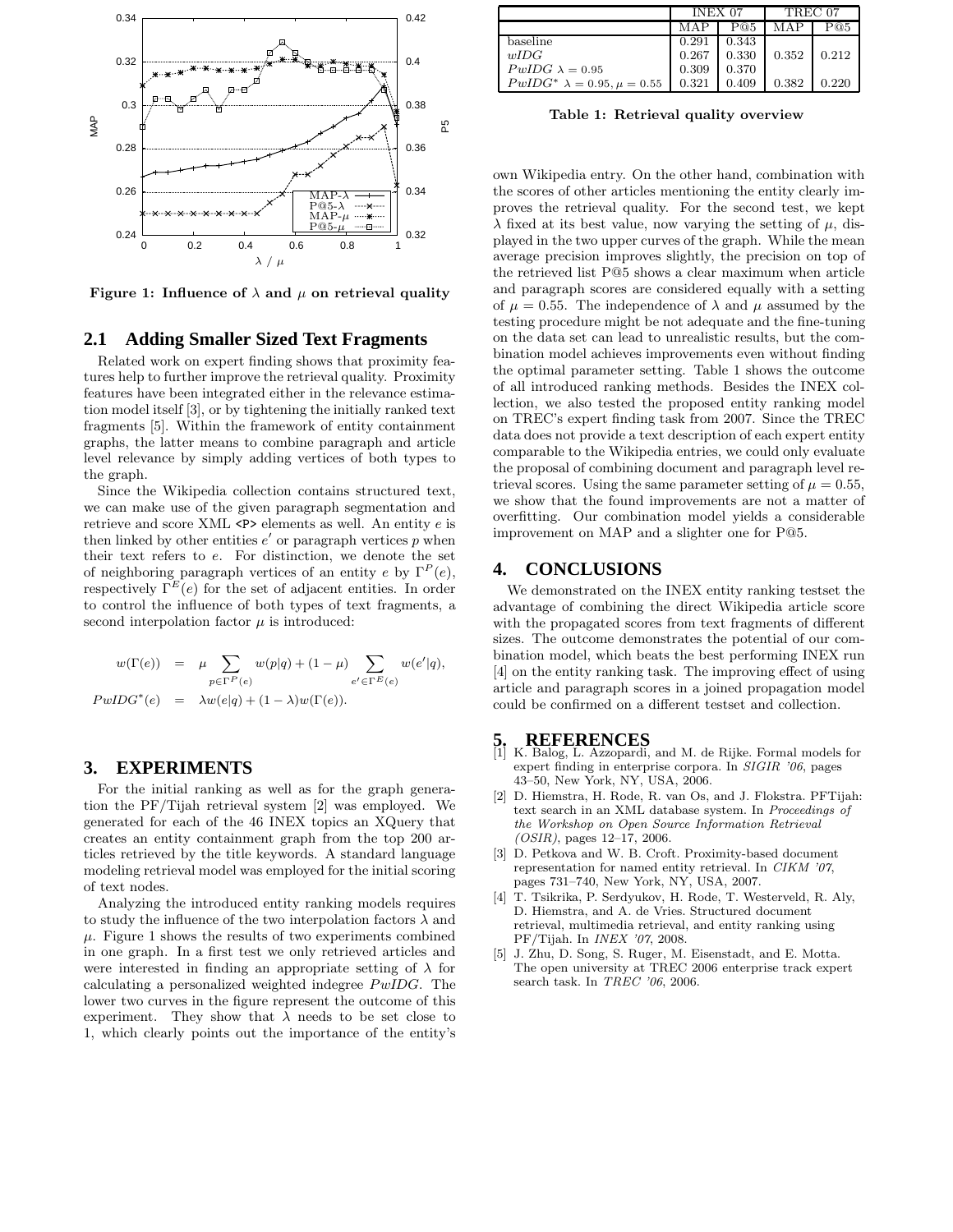0.34
0.32
0.3
0.28
0.26
0.24
MAP
0.42
0.4
0.38
0.36
0.34
0.32
P5
0
0.2
0.4
0.6
0.8
1
λ / μ
MAP-λ
P@5-λ
MAP-μ
P@5-μ

**Figure 1: Influence of $\lambda$ and $\mu$ on retrieval quality**

## 2.1 Adding Smaller Sized Text Fragments

Related work on expert finding shows that proximity features help to further improve the retrieval quality. Proximity features have been integrated either in the relevance estimation model itself [3], or by tightening the initially ranked text fragments [5]. Within the framework of entity containment graphs, the latter means to combine paragraph and article level relevance by simply adding vertices of both types to the graph.

Since the Wikipedia collection contains structured text, we can make use of the given paragraph segmentation and retrieve and score XML `<P>` elements as well. An entity $e$ is then linked by other entities $e'$ or paragraph vertices $p$ when their text refers to $e$. For distinction, we denote the set of neighboring paragraph vertices of an entity $e$ by $\Gamma^P(e)$, respectively $\Gamma^E(e)$ for the set of adjacent entities. In order to control the influence of both types of text fragments, a second interpolation factor $\mu$ is introduced:

$$
\begin{aligned}
w(\Gamma(e)) &= \mu \sum_{p \in \Gamma^P(e)} w(p|q) + (1-\mu) \sum_{e' \in \Gamma^E(e)} w(e'|q), \\
PwIDG^*(e) &= \lambda w(e|q) + (1-\lambda) w(\Gamma(e)).
\end{aligned}
$$

# 3. EXPERIMENTS

For the initial ranking as well as for the graph generation the PF/Tijah retrieval system [2] was employed. We generated for each of the 46 INEX topics an XQuery that creates an entity containment graph from the top 200 articles retrieved by the title keywords. A standard language modeling retrieval model was employed for the initial scoring of text nodes.

Analyzing the introduced entity ranking models requires to study the influence of the two interpolation factors $\lambda$ and $\mu$. Figure 1 shows the results of two experiments combined in one graph. In a first test we only retrieved articles and were interested in finding an appropriate setting of $\lambda$ for calculating a personalized weighted indegree $PwIDG$. The lower two curves in the figure represent the outcome of this experiment. They show that $\lambda$ needs to be set close to 1, which clearly points out the importance of the entity's own Wikipedia entry. On the other hand, combination with the scores of other articles mentioning the entity clearly improves the retrieval quality. For the second test, we kept $\lambda$ fixed at its best value, now varying the setting of $\mu$, displayed in the two upper curves of the graph. While the mean average precision improves slightly, the precision on top of the retrieved list P@5 shows a clear maximum when article and paragraph scores are considered equally with a setting of $\mu = 0.55$. The independence of $\lambda$ and $\mu$ assumed by the testing procedure might be not adequate and the fine-tuning on the data set can lead to unrealistic results, but the combination model achieves improvements even without finding the optimal parameter setting. Table 1 shows the outcome of all introduced ranking methods. Besides the INEX collection, we also tested the proposed entity ranking model on TREC's expert finding task from 2007. Since the TREC data does not provide a text description of each expert entity comparable to the Wikipedia entries, we could only evaluate the proposal of combining document and paragraph level retrieval scores. Using the same parameter setting of $\mu = 0.55$, we show that the found improvements are not a matter of overfitting. Our combination model yields a considerable improvement on MAP and a slighter one for P@5.

| | INEX 07 | | TREC 07 | |
|---|---|---|---|---|
| | MAP | P@5 | MAP | P@5 |
| baseline | 0.291 | 0.343 | | |
| *wIDG* | 0.267 | 0.330 | 0.352 | 0.212 |
| $PwIDG$ $\lambda = 0.95$ | 0.309 | 0.370 | | |
| $PwIDG^*$ $\lambda = 0.95, \mu = 0.55$ | 0.321 | 0.409 | 0.382 | 0.220 |

**Table 1: Retrieval quality overview**

# 4. CONCLUSIONS

We demonstrated on the INEX entity ranking testset the advantage of combining the direct Wikipedia article score with the propagated scores from text fragments of different sizes. The outcome demonstrates the potential of our combination model, which beats the best performing INEX run [4] on the entity ranking task. The improving effect of using article and paragraph scores in a joined propagation model could be confirmed on a different testset and collection.

# 5. REFERENCES

[1] K. Balog, L. Azzopardi, and M. de Rijke. Formal models for expert finding in enterprise corpora. In *SIGIR '06*, pages 43–50, New York, NY, USA, 2006.

[2] D. Hiemstra, H. Rode, R. van Os, and J. Flokstra. PFTijah: text search in an XML database system. In *Proceedings of the Workshop on Open Source Information Retrieval (OSIR)*, pages 12–17, 2006.

[3] D. Petkova and W. B. Croft. Proximity-based document representation for named entity retrieval. In *CIKM '07*, pages 731–740, New York, NY, USA, 2007.

[4] T. Tsikrika, P. Serdyukov, H. Rode, T. Westerveld, R. Aly, D. Hiemstra, and A. de Vries. Structured document retrieval, multimedia retrieval, and entity ranking using PF/Tijah. In *INEX '07*, 2008.

[5] J. Zhu, D. Song, S. Ruger, M. Eisenstadt, and E. Motta. The open university at TREC 2006 enterprise track expert search task. In *TREC '06*, 2006.